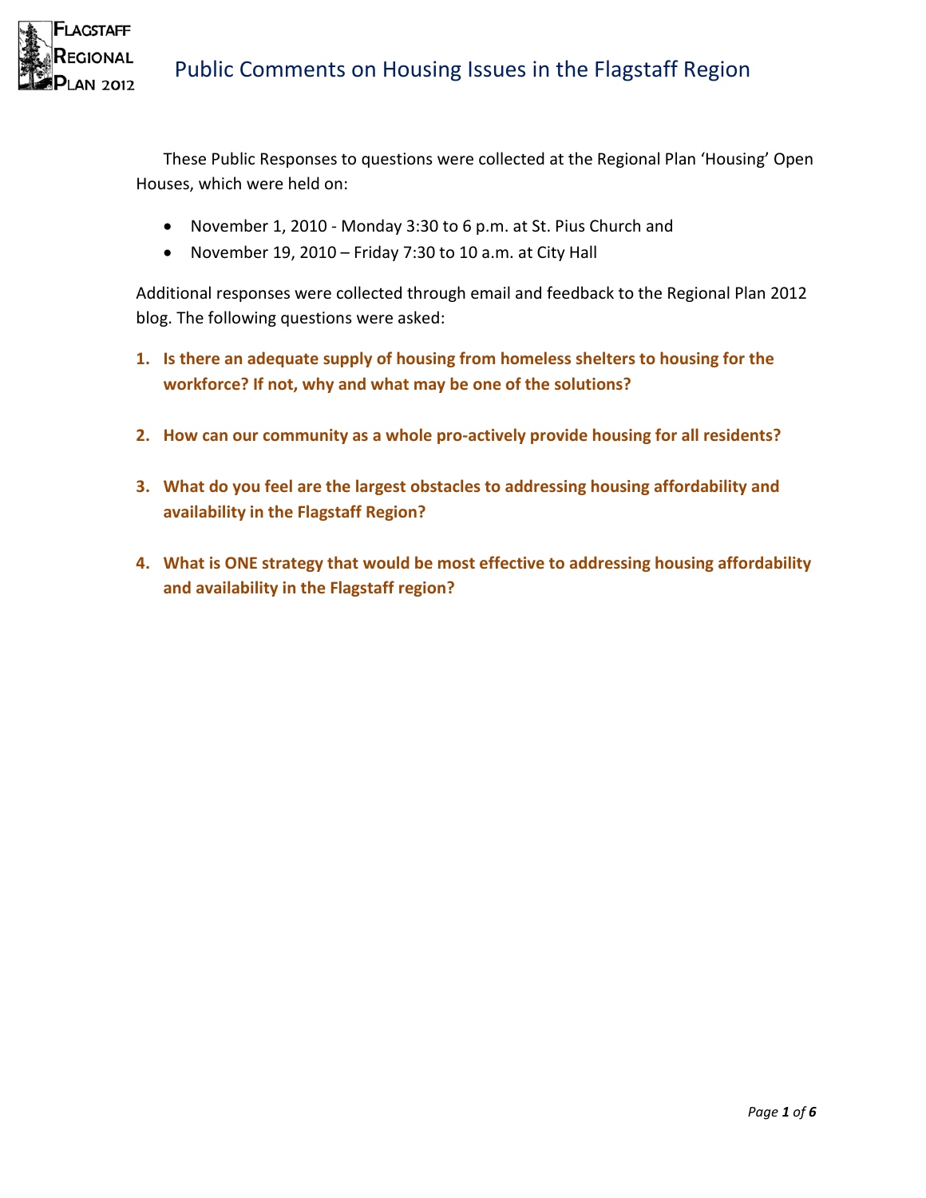# Public Comments on Housing Issues in the Flagstaff Region

These Public Responses to questions were collected at the Regional Plan 'Housing' Open Houses, which were held on:

- November 1, 2010 - Monday 3:30 to 6 p.m. at St. Pius Church and
- November 19, 2010 – Friday 7:30 to 10 a.m. at City Hall

Additional responses were collected through email and feedback to the Regional Plan 2012 blog. The following questions were asked:

1. **Is there an adequate supply of housing from homeless shelters to housing for the workforce? If not, why and what may be one of the solutions?**

2. **How can our community as a whole pro-actively provide housing for all residents?**

3. **What do you feel are the largest obstacles to addressing housing affordability and availability in the Flagstaff Region?**

4. **What is ONE strategy that would be most effective to addressing housing affordability and availability in the Flagstaff region?**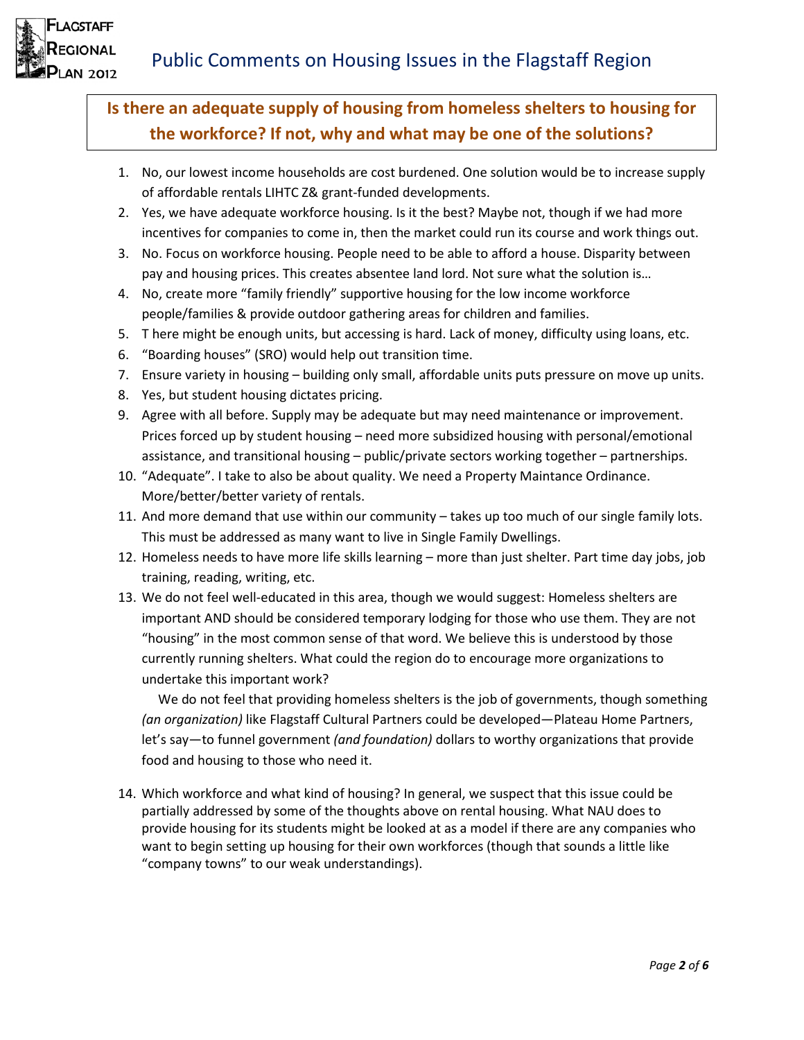## Is there an adequate supply of housing from homeless shelters to housing for the workforce? If not, why and what may be one of the solutions?

1. No, our lowest income households are cost burdened. One solution would be to increase supply of affordable rentals LIHTC Z& grant-funded developments.
2. Yes, we have adequate workforce housing. Is it the best? Maybe not, though if we had more incentives for companies to come in, then the market could run its course and work things out.
3. No. Focus on workforce housing. People need to be able to afford a house. Disparity between pay and housing prices. This creates absentee land lord. Not sure what the solution is…
4. No, create more "family friendly" supportive housing for the low income workforce people/families & provide outdoor gathering areas for children and families.
5. T here might be enough units, but accessing is hard. Lack of money, difficulty using loans, etc.
6. "Boarding houses" (SRO) would help out transition time.
7. Ensure variety in housing – building only small, affordable units puts pressure on move up units.
8. Yes, but student housing dictates pricing.
9. Agree with all before. Supply may be adequate but may need maintenance or improvement. Prices forced up by student housing – need more subsidized housing with personal/emotional assistance, and transitional housing – public/private sectors working together – partnerships.
10. "Adequate". I take to also be about quality. We need a Property Maintance Ordinance. More/better/better variety of rentals.
11. And more demand that use within our community – takes up too much of our single family lots. This must be addressed as many want to live in Single Family Dwellings.
12. Homeless needs to have more life skills learning – more than just shelter. Part time day jobs, job training, reading, writing, etc.
13. We do not feel well-educated in this area, though we would suggest: Homeless shelters are important AND should be considered temporary lodging for those who use them. They are not "housing" in the most common sense of that word. We believe this is understood by those currently running shelters. What could the region do to encourage more organizations to undertake this important work?

    We do not feel that providing homeless shelters is the job of governments, though something *(an organization)* like Flagstaff Cultural Partners could be developed—Plateau Home Partners, let's say—to funnel government *(and foundation)* dollars to worthy organizations that provide food and housing to those who need it.

14. Which workforce and what kind of housing? In general, we suspect that this issue could be partially addressed by some of the thoughts above on rental housing. What NAU does to provide housing for its students might be looked at as a model if there are any companies who want to begin setting up housing for their own workforces (though that sounds a little like "company towns" to our weak understandings).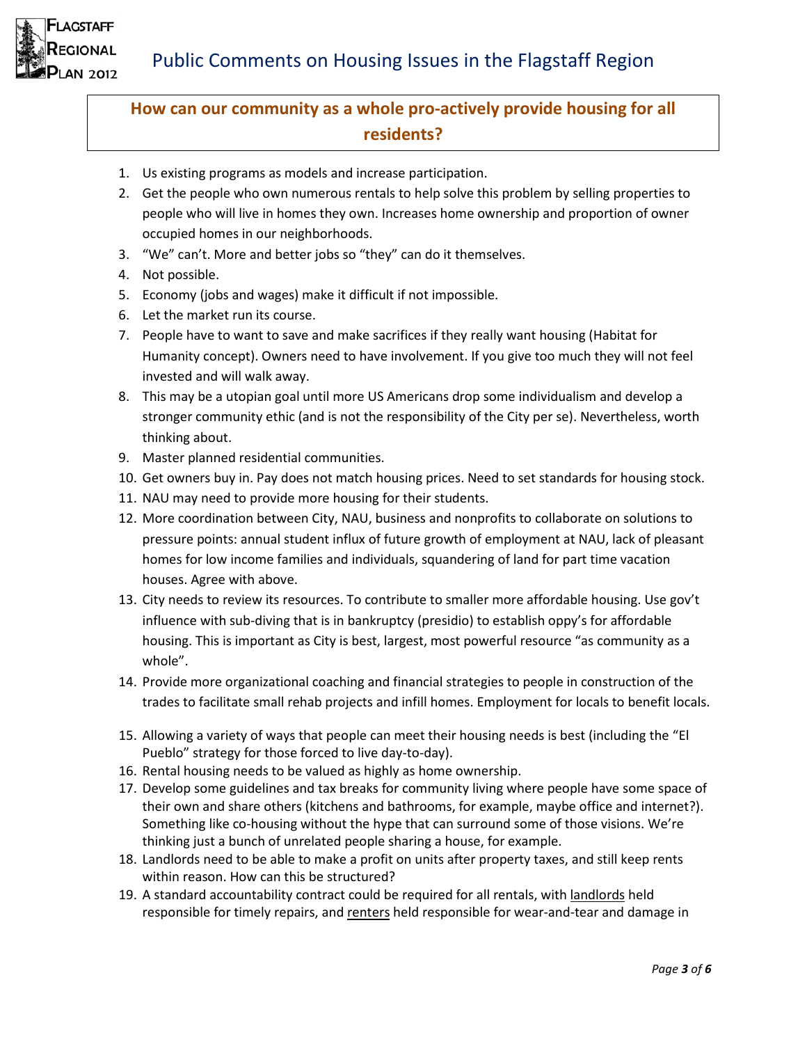## How can our community as a whole pro-actively provide housing for all residents?

1. Us existing programs as models and increase participation.
2. Get the people who own numerous rentals to help solve this problem by selling properties to people who will live in homes they own. Increases home ownership and proportion of owner occupied homes in our neighborhoods.
3. "We" can't. More and better jobs so "they" can do it themselves.
4. Not possible.
5. Economy (jobs and wages) make it difficult if not impossible.
6. Let the market run its course.
7. People have to want to save and make sacrifices if they really want housing (Habitat for Humanity concept). Owners need to have involvement. If you give too much they will not feel invested and will walk away.
8. This may be a utopian goal until more US Americans drop some individualism and develop a stronger community ethic (and is not the responsibility of the City per se). Nevertheless, worth thinking about.
9. Master planned residential communities.
10. Get owners buy in. Pay does not match housing prices. Need to set standards for housing stock.
11. NAU may need to provide more housing for their students.
12. More coordination between City, NAU, business and nonprofits to collaborate on solutions to pressure points: annual student influx of future growth of employment at NAU, lack of pleasant homes for low income families and individuals, squandering of land for part time vacation houses. Agree with above.
13. City needs to review its resources. To contribute to smaller more affordable housing. Use gov't influence with sub-diving that is in bankruptcy (presidio) to establish oppy's for affordable housing. This is important as City is best, largest, most powerful resource "as community as a whole".
14. Provide more organizational coaching and financial strategies to people in construction of the trades to facilitate small rehab projects and infill homes. Employment for locals to benefit locals.
15. Allowing a variety of ways that people can meet their housing needs is best (including the "El Pueblo" strategy for those forced to live day-to-day).
16. Rental housing needs to be valued as highly as home ownership.
17. Develop some guidelines and tax breaks for community living where people have some space of their own and share others (kitchens and bathrooms, for example, maybe office and internet?). Something like co-housing without the hype that can surround some of those visions. We're thinking just a bunch of unrelated people sharing a house, for example.
18. Landlords need to be able to make a profit on units after property taxes, and still keep rents within reason. How can this be structured?
19. A standard accountability contract could be required for all rentals, with landlords held responsible for timely repairs, and renters held responsible for wear-and-tear and damage in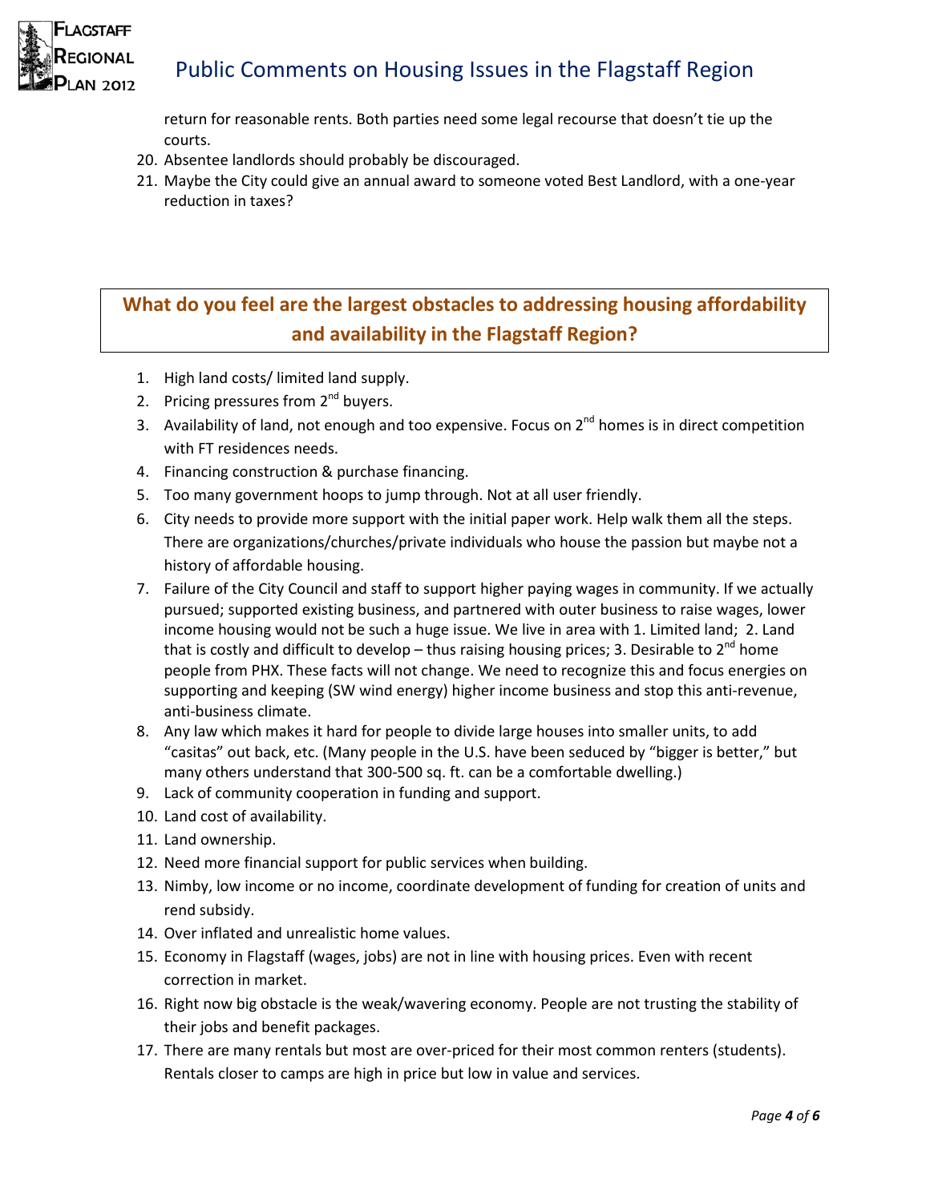return for reasonable rents. Both parties need some legal recourse that doesn't tie up the courts.

20. Absentee landlords should probably be discouraged.
21. Maybe the City could give an annual award to someone voted Best Landlord, with a one-year reduction in taxes?

## What do you feel are the largest obstacles to addressing housing affordability and availability in the Flagstaff Region?

1. High land costs/ limited land supply.
2. Pricing pressures from 2nd buyers.
3. Availability of land, not enough and too expensive. Focus on 2nd homes is in direct competition with FT residences needs.
4. Financing construction & purchase financing.
5. Too many government hoops to jump through. Not at all user friendly.
6. City needs to provide more support with the initial paper work. Help walk them all the steps. There are organizations/churches/private individuals who house the passion but maybe not a history of affordable housing.
7. Failure of the City Council and staff to support higher paying wages in community. If we actually pursued; supported existing business, and partnered with outer business to raise wages, lower income housing would not be such a huge issue. We live in area with 1. Limited land; 2. Land that is costly and difficult to develop – thus raising housing prices; 3. Desirable to 2nd home people from PHX. These facts will not change. We need to recognize this and focus energies on supporting and keeping (SW wind energy) higher income business and stop this anti-revenue, anti-business climate.
8. Any law which makes it hard for people to divide large houses into smaller units, to add "casitas" out back, etc. (Many people in the U.S. have been seduced by "bigger is better," but many others understand that 300-500 sq. ft. can be a comfortable dwelling.)
9. Lack of community cooperation in funding and support.
10. Land cost of availability.
11. Land ownership.
12. Need more financial support for public services when building.
13. Nimby, low income or no income, coordinate development of funding for creation of units and rend subsidy.
14. Over inflated and unrealistic home values.
15. Economy in Flagstaff (wages, jobs) are not in line with housing prices. Even with recent correction in market.
16. Right now big obstacle is the weak/wavering economy. People are not trusting the stability of their jobs and benefit packages.
17. There are many rentals but most are over-priced for their most common renters (students). Rentals closer to camps are high in price but low in value and services.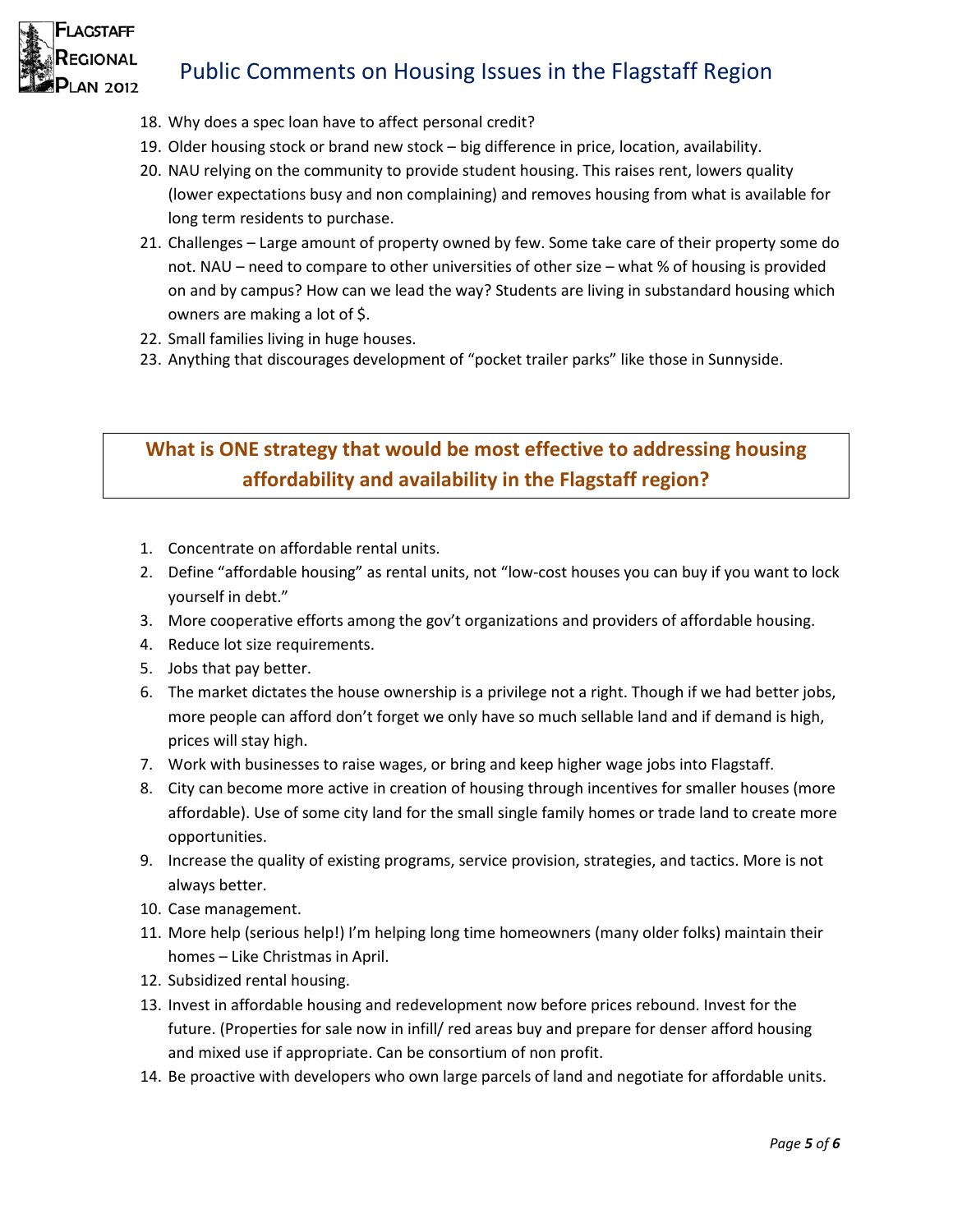18. Why does a spec loan have to affect personal credit?
19. Older housing stock or brand new stock – big difference in price, location, availability.
20. NAU relying on the community to provide student housing. This raises rent, lowers quality (lower expectations busy and non complaining) and removes housing from what is available for long term residents to purchase.
21. Challenges – Large amount of property owned by few. Some take care of their property some do not. NAU – need to compare to other universities of other size – what % of housing is provided on and by campus? How can we lead the way? Students are living in substandard housing which owners are making a lot of $.
22. Small families living in huge houses.
23. Anything that discourages development of "pocket trailer parks" like those in Sunnyside.

## What is ONE strategy that would be most effective to addressing housing affordability and availability in the Flagstaff region?

1. Concentrate on affordable rental units.
2. Define "affordable housing" as rental units, not "low-cost houses you can buy if you want to lock yourself in debt."
3. More cooperative efforts among the gov't organizations and providers of affordable housing.
4. Reduce lot size requirements.
5. Jobs that pay better.
6. The market dictates the house ownership is a privilege not a right. Though if we had better jobs, more people can afford don't forget we only have so much sellable land and if demand is high, prices will stay high.
7. Work with businesses to raise wages, or bring and keep higher wage jobs into Flagstaff.
8. City can become more active in creation of housing through incentives for smaller houses (more affordable). Use of some city land for the small single family homes or trade land to create more opportunities.
9. Increase the quality of existing programs, service provision, strategies, and tactics. More is not always better.
10. Case management.
11. More help (serious help!) I'm helping long time homeowners (many older folks) maintain their homes – Like Christmas in April.
12. Subsidized rental housing.
13. Invest in affordable housing and redevelopment now before prices rebound. Invest for the future. (Properties for sale now in infill/ red areas buy and prepare for denser afford housing and mixed use if appropriate. Can be consortium of non profit.
14. Be proactive with developers who own large parcels of land and negotiate for affordable units.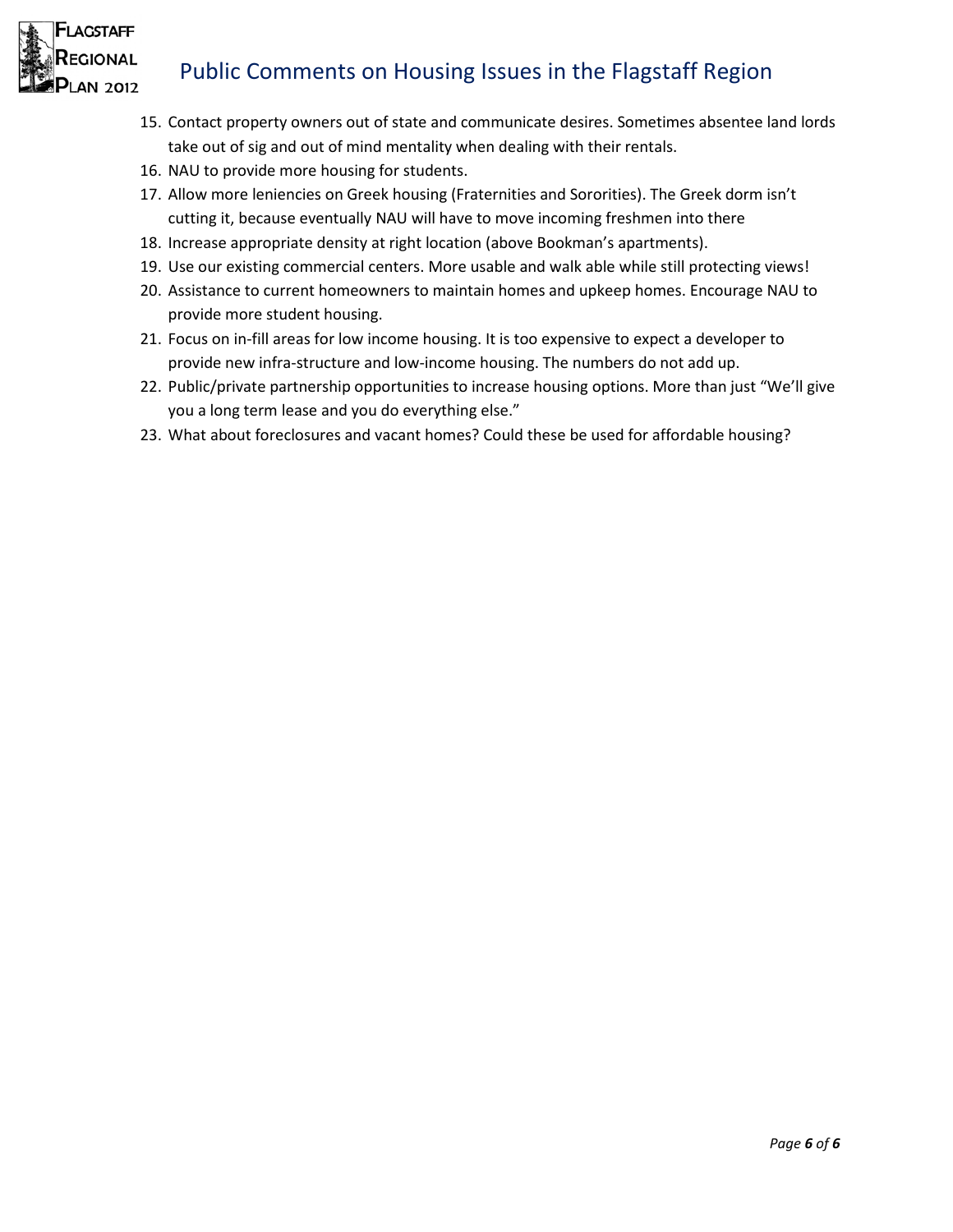15. Contact property owners out of state and communicate desires. Sometimes absentee land lords take out of sig and out of mind mentality when dealing with their rentals.
16. NAU to provide more housing for students.
17. Allow more leniencies on Greek housing (Fraternities and Sororities). The Greek dorm isn't cutting it, because eventually NAU will have to move incoming freshmen into there
18. Increase appropriate density at right location (above Bookman's apartments).
19. Use our existing commercial centers. More usable and walk able while still protecting views!
20. Assistance to current homeowners to maintain homes and upkeep homes. Encourage NAU to provide more student housing.
21. Focus on in-fill areas for low income housing. It is too expensive to expect a developer to provide new infra-structure and low-income housing. The numbers do not add up.
22. Public/private partnership opportunities to increase housing options. More than just "We'll give you a long term lease and you do everything else."
23. What about foreclosures and vacant homes? Could these be used for affordable housing?